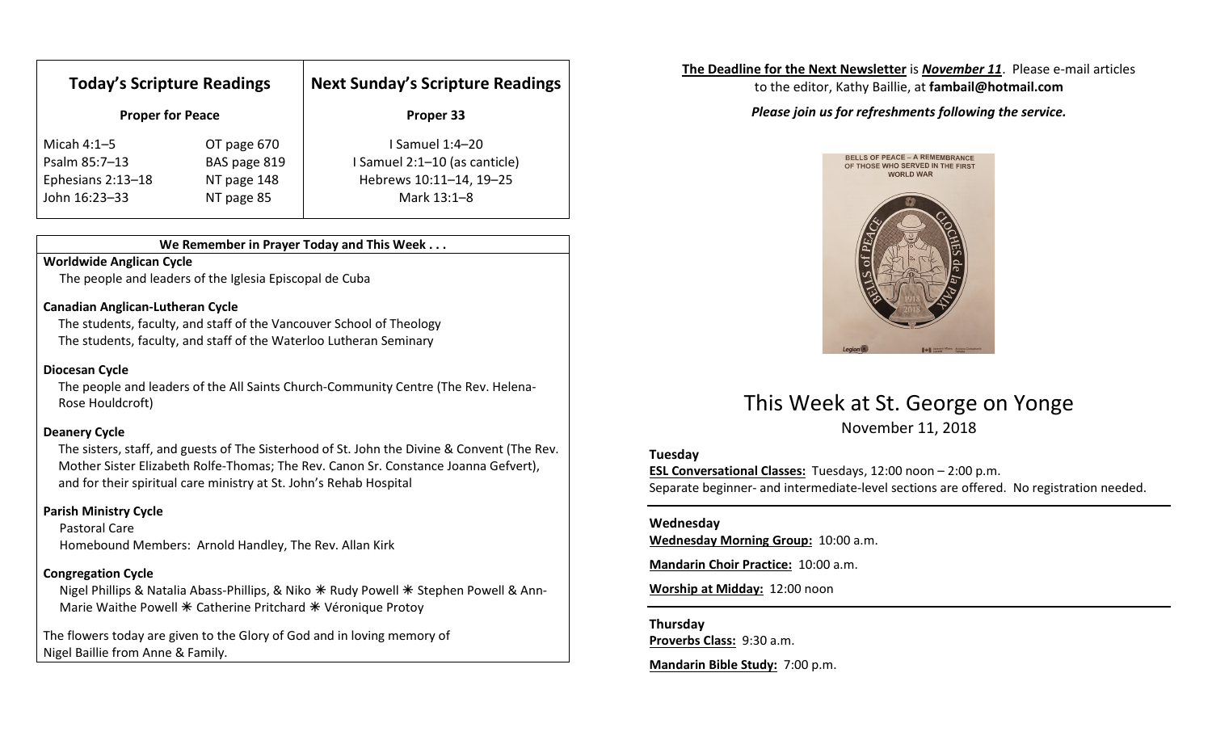| Today's Scripture Readings | | Next Sunday's Scripture Readings |
|---|---|---|
| **Proper for Peace** | | **Proper 33** |
| Micah 4:1–5 | OT page 670 | I Samuel 1:4–20 |
| Psalm 85:7–13 | BAS page 819 | I Samuel 2:1–10 (as canticle) |
| Ephesians 2:13–18 | NT page 148 | Hebrews 10:11–14, 19–25 |
| John 16:23–33 | NT page 85 | Mark 13:1–8 |

**We Remember in Prayer Today and This Week . . .**

**Worldwide Anglican Cycle**
The people and leaders of the Iglesia Episcopal de Cuba

**Canadian Anglican-Lutheran Cycle**
The students, faculty, and staff of the Vancouver School of Theology
The students, faculty, and staff of the Waterloo Lutheran Seminary

**Diocesan Cycle**
The people and leaders of the All Saints Church-Community Centre (The Rev. Helena-Rose Houldcroft)

**Deanery Cycle**
The sisters, staff, and guests of The Sisterhood of St. John the Divine & Convent (The Rev. Mother Sister Elizabeth Rolfe-Thomas; The Rev. Canon Sr. Constance Joanna Gefvert), and for their spiritual care ministry at St. John's Rehab Hospital

**Parish Ministry Cycle**
Pastoral Care
Homebound Members: Arnold Handley, The Rev. Allan Kirk

**Congregation Cycle**
Nigel Phillips & Natalia Abass-Phillips, & Niko ✳ Rudy Powell ✳ Stephen Powell & Ann-Marie Waithe Powell ✳ Catherine Pritchard ✳ Véronique Protoy

The flowers today are given to the Glory of God and in loving memory of Nigel Baillie from Anne & Family.

**The Deadline for the Next Newsletter** is ***November 11***. Please e-mail articles to the editor, Kathy Baillie, at **fambail@hotmail.com**

***Please join us for refreshments following the service.***

BELLS OF PEACE – A REMEMBRANCE OF THOSE WHO SERVED IN THE FIRST WORLD WAR

# This Week at St. George on Yonge

November 11, 2018

**Tuesday**

**ESL Conversational Classes:** Tuesdays, 12:00 noon – 2:00 p.m.
Separate beginner- and intermediate-level sections are offered. No registration needed.

**Wednesday**

**Wednesday Morning Group:** 10:00 a.m.

**Mandarin Choir Practice:** 10:00 a.m.

**Worship at Midday:** 12:00 noon

**Thursday**

**Proverbs Class:** 9:30 a.m.

**Mandarin Bible Study:** 7:00 p.m.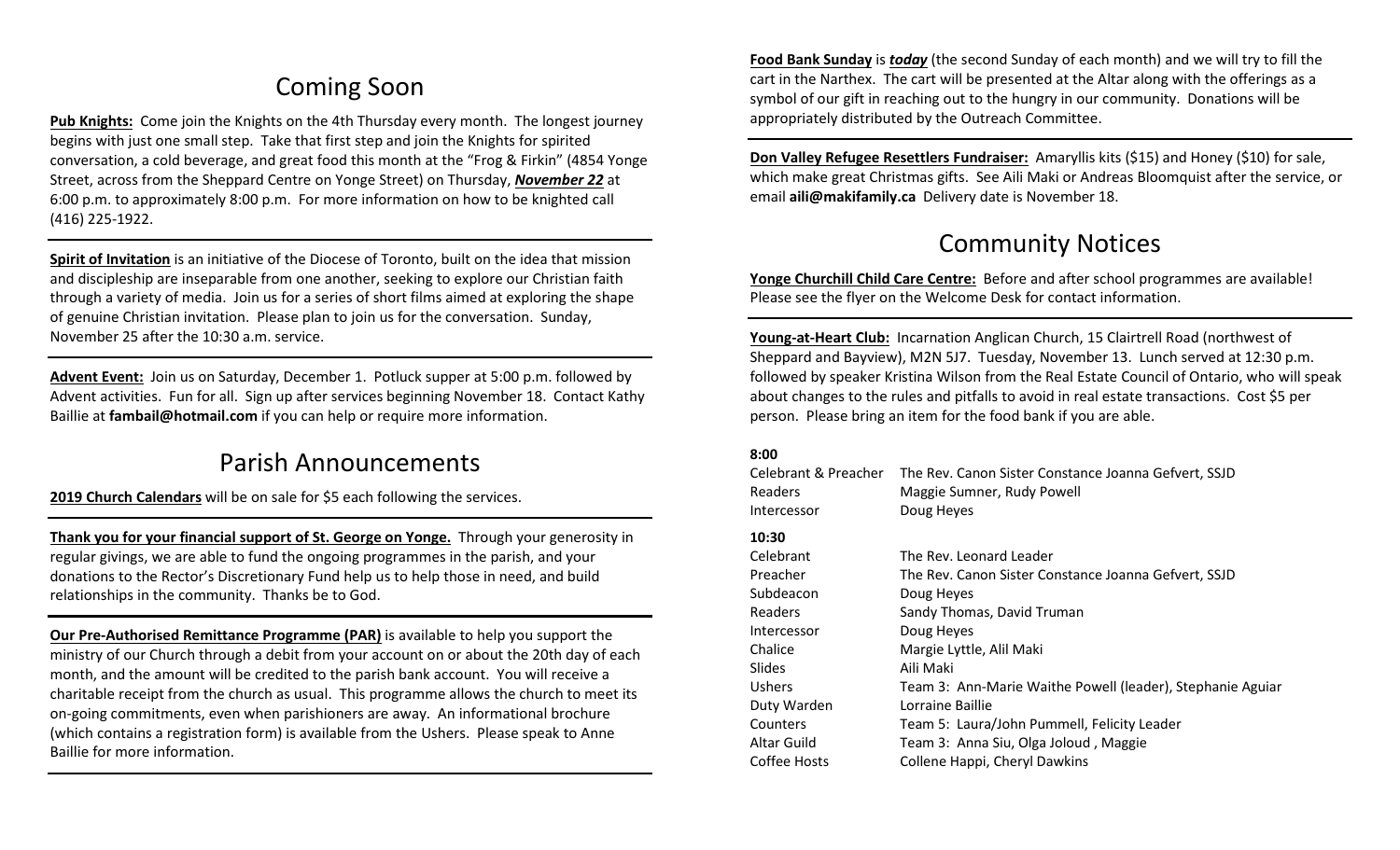# Coming Soon

**Pub Knights:** Come join the Knights on the 4th Thursday every month. The longest journey begins with just one small step. Take that first step and join the Knights for spirited conversation, a cold beverage, and great food this month at the "Frog & Firkin" (4854 Yonge Street, across from the Sheppard Centre on Yonge Street) on Thursday, ***November 22*** at 6:00 p.m. to approximately 8:00 p.m. For more information on how to be knighted call (416) 225-1922.

**Spirit of Invitation** is an initiative of the Diocese of Toronto, built on the idea that mission and discipleship are inseparable from one another, seeking to explore our Christian faith through a variety of media. Join us for a series of short films aimed at exploring the shape of genuine Christian invitation. Please plan to join us for the conversation. Sunday, November 25 after the 10:30 a.m. service.

**Advent Event:** Join us on Saturday, December 1. Potluck supper at 5:00 p.m. followed by Advent activities. Fun for all. Sign up after services beginning November 18. Contact Kathy Baillie at **fambail@hotmail.com** if you can help or require more information.

# Parish Announcements

**2019 Church Calendars** will be on sale for $5 each following the services.

**Thank you for your financial support of St. George on Yonge.** Through your generosity in regular givings, we are able to fund the ongoing programmes in the parish, and your donations to the Rector's Discretionary Fund help us to help those in need, and build relationships in the community. Thanks be to God.

**Our Pre-Authorised Remittance Programme (PAR)** is available to help you support the ministry of our Church through a debit from your account on or about the 20th day of each month, and the amount will be credited to the parish bank account. You will receive a charitable receipt from the church as usual. This programme allows the church to meet its on-going commitments, even when parishioners are away. An informational brochure (which contains a registration form) is available from the Ushers. Please speak to Anne Baillie for more information.

**Food Bank Sunday** is ***today*** (the second Sunday of each month) and we will try to fill the cart in the Narthex. The cart will be presented at the Altar along with the offerings as a symbol of our gift in reaching out to the hungry in our community. Donations will be appropriately distributed by the Outreach Committee.

**Don Valley Refugee Resettlers Fundraiser:** Amaryllis kits ($15) and Honey ($10) for sale, which make great Christmas gifts. See Aili Maki or Andreas Bloomquist after the service, or email **aili@makifamily.ca** Delivery date is November 18.

# Community Notices

**Yonge Churchill Child Care Centre:** Before and after school programmes are available! Please see the flyer on the Welcome Desk for contact information.

**Young-at-Heart Club:** Incarnation Anglican Church, 15 Clairtrell Road (northwest of Sheppard and Bayview), M2N 5J7. Tuesday, November 13. Lunch served at 12:30 p.m. followed by speaker Kristina Wilson from the Real Estate Council of Ontario, who will speak about changes to the rules and pitfalls to avoid in real estate transactions. Cost $5 per person. Please bring an item for the food bank if you are able.

**8:00**

| | |
|---|---|
| Celebrant & Preacher | The Rev. Canon Sister Constance Joanna Gefvert, SSJD |
| Readers | Maggie Sumner, Rudy Powell |
| Intercessor | Doug Heyes |

**10:30**

| | |
|---|---|
| Celebrant | The Rev. Leonard Leader |
| Preacher | The Rev. Canon Sister Constance Joanna Gefvert, SSJD |
| Subdeacon | Doug Heyes |
| Readers | Sandy Thomas, David Truman |
| Intercessor | Doug Heyes |
| Chalice | Margie Lyttle, Alil Maki |
| Slides | Aili Maki |
| Ushers | Team 3: Ann-Marie Waithe Powell (leader), Stephanie Aguiar |
| Duty Warden | Lorraine Baillie |
| Counters | Team 5: Laura/John Pummell, Felicity Leader |
| Altar Guild | Team 3: Anna Siu, Olga Joloud , Maggie |
| Coffee Hosts | Collene Happi, Cheryl Dawkins |